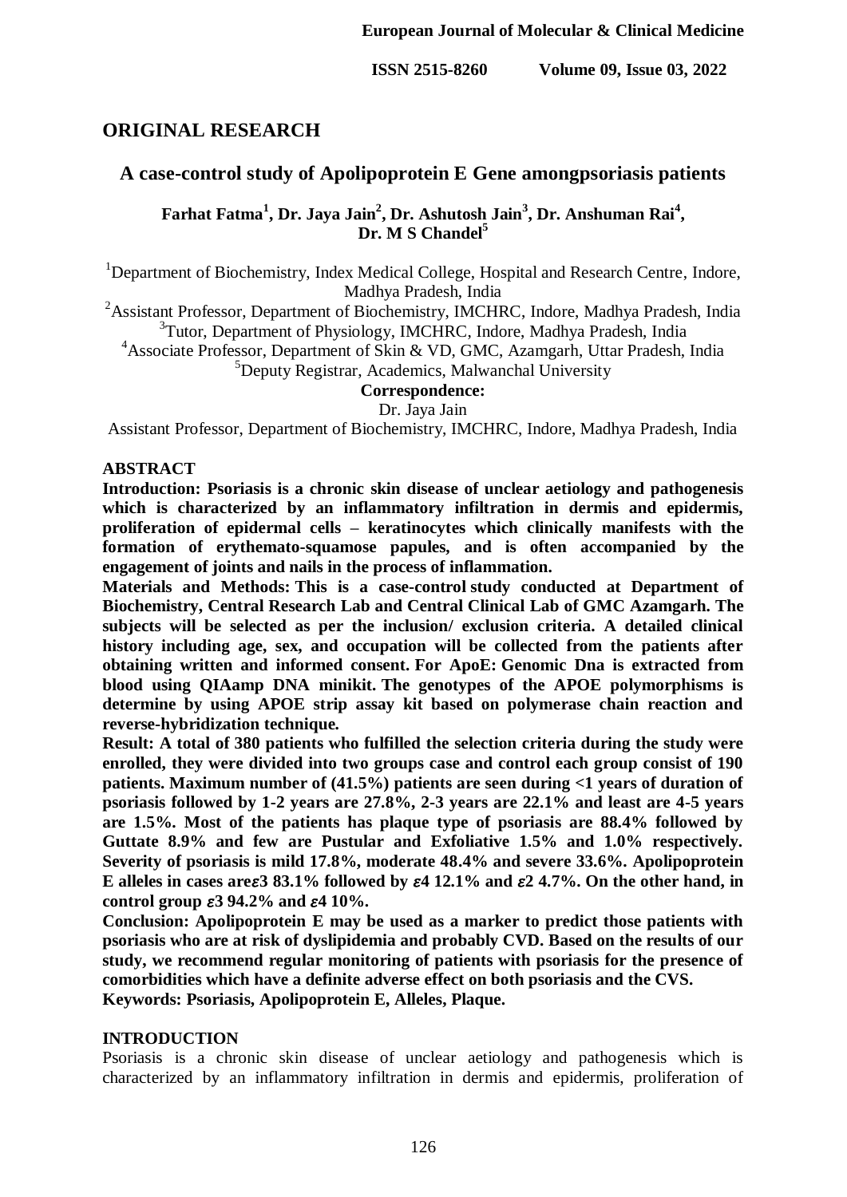## ORIGINAL RESEARCH

# A case-control study of Apolipoprotein E Gene amongpsoriasis patients

**Farhat Fatma[1], Dr. Jaya Jain[2], Dr. Ashutosh Jain[3], Dr. Anshuman Rai[4], Dr. M S Chandel[5]**

[1]Department of Biochemistry, Index Medical College, Hospital and Research Centre, Indore, Madhya Pradesh, India
[2]Assistant Professor, Department of Biochemistry, IMCHRC, Indore, Madhya Pradesh, India
[3]Tutor, Department of Physiology, IMCHRC, Indore, Madhya Pradesh, India
[4]Associate Professor, Department of Skin & VD, GMC, Azamgarh, Uttar Pradesh, India
[5]Deputy Registrar, Academics, Malwanchal University

**Correspondence:**
Dr. Jaya Jain
Assistant Professor, Department of Biochemistry, IMCHRC, Indore, Madhya Pradesh, India

## ABSTRACT

**Introduction: Psoriasis is a chronic skin disease of unclear aetiology and pathogenesis which is characterized by an inflammatory infiltration in dermis and epidermis, proliferation of epidermal cells – keratinocytes which clinically manifests with the formation of erythemato-squamose papules, and is often accompanied by the engagement of joints and nails in the process of inflammation.**

**Materials and Methods: This is a case-control study conducted at Department of Biochemistry, Central Research Lab and Central Clinical Lab of GMC Azamgarh. The subjects will be selected as per the inclusion/ exclusion criteria. A detailed clinical history including age, sex, and occupation will be collected from the patients after obtaining written and informed consent. For ApoE: Genomic Dna is extracted from blood using QIAamp DNA minikit. The genotypes of the APOE polymorphisms is determine by using APOE strip assay kit based on polymerase chain reaction and reverse-hybridization technique.**

**Result: A total of 380 patients who fulfilled the selection criteria during the study were enrolled, they were divided into two groups case and control each group consist of 190 patients. Maximum number of (41.5%) patients are seen during <1 years of duration of psoriasis followed by 1-2 years are 27.8%, 2-3 years are 22.1% and least are 4-5 years are 1.5%. Most of the patients has plaque type of psoriasis are 88.4% followed by Guttate 8.9% and few are Pustular and Exfoliative 1.5% and 1.0% respectively. Severity of psoriasis is mild 17.8%, moderate 48.4% and severe 33.6%. Apolipoprotein E alleles in cases are$\varepsilon$3 83.1% followed by $\varepsilon$4 12.1% and $\varepsilon$2 4.7%. On the other hand, in control group $\varepsilon$3 94.2% and $\varepsilon$4 10%.**

**Conclusion: Apolipoprotein E may be used as a marker to predict those patients with psoriasis who are at risk of dyslipidemia and probably CVD. Based on the results of our study, we recommend regular monitoring of patients with psoriasis for the presence of comorbidities which have a definite adverse effect on both psoriasis and the CVS.**

**Keywords: Psoriasis, Apolipoprotein E, Alleles, Plaque.**

## INTRODUCTION

Psoriasis is a chronic skin disease of unclear aetiology and pathogenesis which is characterized by an inflammatory infiltration in dermis and epidermis, proliferation of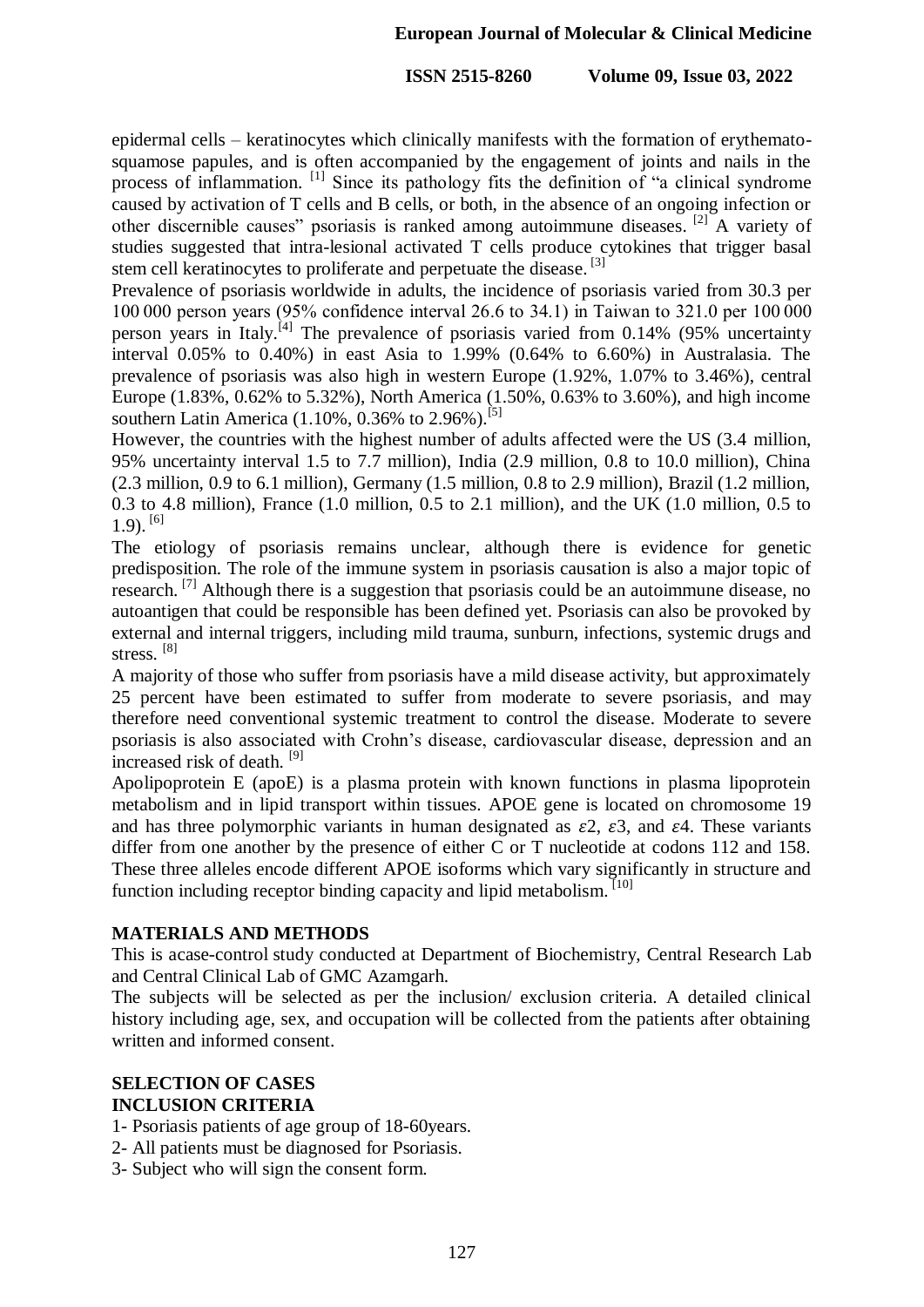epidermal cells – keratinocytes which clinically manifests with the formation of erythemato-squamose papules, and is often accompanied by the engagement of joints and nails in the process of inflammation. [1] Since its pathology fits the definition of "a clinical syndrome caused by activation of T cells and B cells, or both, in the absence of an ongoing infection or other discernible causes" psoriasis is ranked among autoimmune diseases. [2] A variety of studies suggested that intra-lesional activated T cells produce cytokines that trigger basal stem cell keratinocytes to proliferate and perpetuate the disease. [3]

Prevalence of psoriasis worldwide in adults, the incidence of psoriasis varied from 30.3 per 100 000 person years (95% confidence interval 26.6 to 34.1) in Taiwan to 321.0 per 100 000 person years in Italy.[4] The prevalence of psoriasis varied from 0.14% (95% uncertainty interval 0.05% to 0.40%) in east Asia to 1.99% (0.64% to 6.60%) in Australasia. The prevalence of psoriasis was also high in western Europe (1.92%, 1.07% to 3.46%), central Europe (1.83%, 0.62% to 5.32%), North America (1.50%, 0.63% to 3.60%), and high income southern Latin America (1.10%, 0.36% to 2.96%).[5]

However, the countries with the highest number of adults affected were the US (3.4 million, 95% uncertainty interval 1.5 to 7.7 million), India (2.9 million, 0.8 to 10.0 million), China (2.3 million, 0.9 to 6.1 million), Germany (1.5 million, 0.8 to 2.9 million), Brazil (1.2 million, 0.3 to 4.8 million), France (1.0 million, 0.5 to 2.1 million), and the UK (1.0 million, 0.5 to 1.9). [6]

The etiology of psoriasis remains unclear, although there is evidence for genetic predisposition. The role of the immune system in psoriasis causation is also a major topic of research. [7] Although there is a suggestion that psoriasis could be an autoimmune disease, no autoantigen that could be responsible has been defined yet. Psoriasis can also be provoked by external and internal triggers, including mild trauma, sunburn, infections, systemic drugs and stress. [8]

A majority of those who suffer from psoriasis have a mild disease activity, but approximately 25 percent have been estimated to suffer from moderate to severe psoriasis, and may therefore need conventional systemic treatment to control the disease. Moderate to severe psoriasis is also associated with Crohn's disease, cardiovascular disease, depression and an increased risk of death. [9]

Apolipoprotein E (apoE) is a plasma protein with known functions in plasma lipoprotein metabolism and in lipid transport within tissues. APOE gene is located on chromosome 19 and has three polymorphic variants in human designated as $\varepsilon 2$, $\varepsilon 3$, and $\varepsilon 4$. These variants differ from one another by the presence of either C or T nucleotide at codons 112 and 158. These three alleles encode different APOE isoforms which vary significantly in structure and function including receptor binding capacity and lipid metabolism. [10]

## MATERIALS AND METHODS

This is acase-control study conducted at Department of Biochemistry, Central Research Lab and Central Clinical Lab of GMC Azamgarh.

The subjects will be selected as per the inclusion/ exclusion criteria. A detailed clinical history including age, sex, and occupation will be collected from the patients after obtaining written and informed consent.

## SELECTION OF CASES

### INCLUSION CRITERIA

1- Psoriasis patients of age group of 18-60years.
2- All patients must be diagnosed for Psoriasis.
3- Subject who will sign the consent form.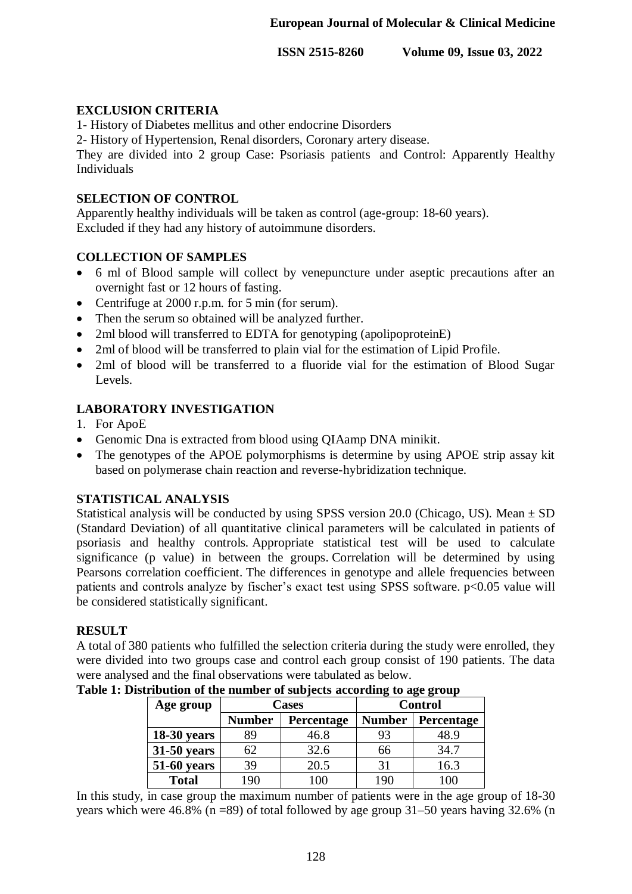## EXCLUSION CRITERIA

1- History of Diabetes mellitus and other endocrine Disorders

2- History of Hypertension, Renal disorders, Coronary artery disease.

They are divided into 2 group Case: Psoriasis patients and Control: Apparently Healthy Individuals

## SELECTION OF CONTROL

Apparently healthy individuals will be taken as control (age-group: 18-60 years).
Excluded if they had any history of autoimmune disorders.

## COLLECTION OF SAMPLES

- 6 ml of Blood sample will collect by venepuncture under aseptic precautions after an overnight fast or 12 hours of fasting.
- Centrifuge at 2000 r.p.m. for 5 min (for serum).
- Then the serum so obtained will be analyzed further.
- 2ml blood will transferred to EDTA for genotyping (apolipoproteinE)
- 2ml of blood will be transferred to plain vial for the estimation of Lipid Profile.
- 2ml of blood will be transferred to a fluoride vial for the estimation of Blood Sugar Levels.

## LABORATORY INVESTIGATION

1. For ApoE

- Genomic Dna is extracted from blood using QIAamp DNA minikit.
- The genotypes of the APOE polymorphisms is determine by using APOE strip assay kit based on polymerase chain reaction and reverse-hybridization technique.

## STATISTICAL ANALYSIS

Statistical analysis will be conducted by using SPSS version 20.0 (Chicago, US). Mean ± SD (Standard Deviation) of all quantitative clinical parameters will be calculated in patients of psoriasis and healthy controls. Appropriate statistical test will be used to calculate significance (p value) in between the groups. Correlation will be determined by using Pearsons correlation coefficient. The differences in genotype and allele frequencies between patients and controls analyze by fischer's exact test using SPSS software. $p<0.05$ value will be considered statistically significant.

## RESULT

A total of 380 patients who fulfilled the selection criteria during the study were enrolled, they were divided into two groups case and control each group consist of 190 patients. The data were analysed and the final observations were tabulated as below.

**Table 1: Distribution of the number of subjects according to age group**

| Age group | Cases | | Control | |
|---|---|---|---|---|
| | Number | Percentage | Number | Percentage |
| **18-30 years** | 89 | 46.8 | 93 | 48.9 |
| **31-50 years** | 62 | 32.6 | 66 | 34.7 |
| **51-60 years** | 39 | 20.5 | 31 | 16.3 |
| **Total** | 190 | 100 | 190 | 100 |

In this study, in case group the maximum number of patients were in the age group of 18-30 years which were 46.8% (n =89) of total followed by age group 31–50 years having 32.6% (n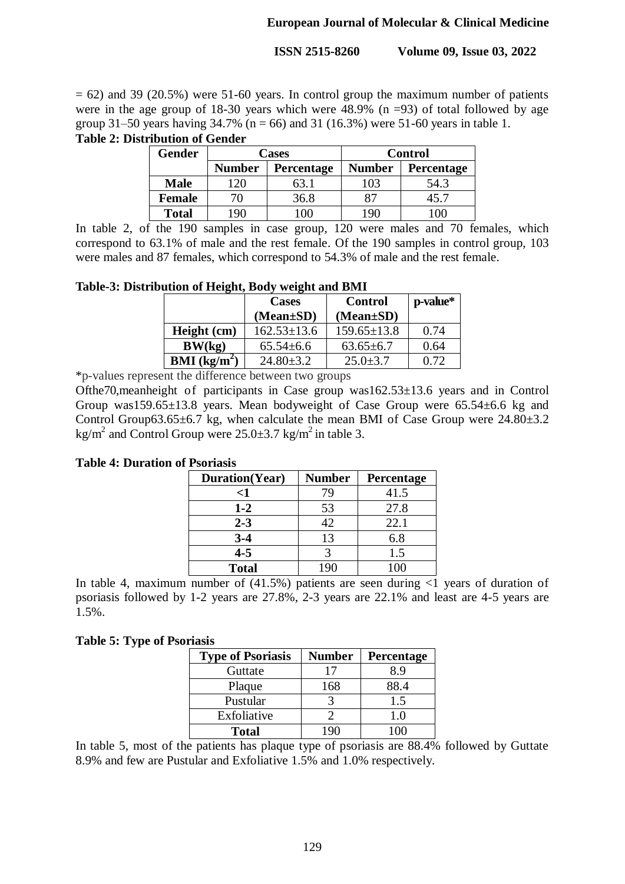= 62) and 39 (20.5%) were 51-60 years. In control group the maximum number of patients were in the age group of 18-30 years which were 48.9% (n =93) of total followed by age group 31–50 years having 34.7% (n = 66) and 31 (16.3%) were 51-60 years in table 1.

**Table 2: Distribution of Gender**

| Gender | Cases | | Control | |
|---|---|---|---|---|
| | Number | Percentage | Number | Percentage |
| **Male** | 120 | 63.1 | 103 | 54.3 |
| **Female** | 70 | 36.8 | 87 | 45.7 |
| **Total** | 190 | 100 | 190 | 100 |

In table 2, of the 190 samples in case group, 120 were males and 70 females, which correspond to 63.1% of male and the rest female. Of the 190 samples in control group, 103 were males and 87 females, which correspond to 54.3% of male and the rest female.

**Table-3: Distribution of Height, Body weight and BMI**

| | Cases (Mean±SD) | Control (Mean±SD) | p-value* |
|---|---|---|---|
| **Height (cm)** | 162.53±13.6 | 159.65±13.8 | 0.74 |
| **BW(kg)** | 65.54±6.6 | 63.65±6.7 | 0.64 |
| **BMI ($kg/m^2$)** | 24.80±3.2 | 25.0±3.7 | 0.72 |

*p-values represent the difference between two groups

Ofthe70,meanheight of participants in Case group was162.53±13.6 years and in Control Group was159.65±13.8 years. Mean bodyweight of Case Group were 65.54±6.6 kg and Control Group63.65±6.7 kg, when calculate the mean BMI of Case Group were 24.80±3.2 $kg/m^2$ and Control Group were 25.0±3.7 $kg/m^2$ in table 3.

**Table 4: Duration of Psoriasis**

| Duration(Year) | Number | Percentage |
|---|---|---|
| **<1** | 79 | 41.5 |
| **1-2** | 53 | 27.8 |
| **2-3** | 42 | 22.1 |
| **3-4** | 13 | 6.8 |
| **4-5** | 3 | 1.5 |
| **Total** | 190 | 100 |

In table 4, maximum number of (41.5%) patients are seen during <1 years of duration of psoriasis followed by 1-2 years are 27.8%, 2-3 years are 22.1% and least are 4-5 years are 1.5%.

**Table 5: Type of Psoriasis**

| Type of Psoriasis | Number | Percentage |
|---|---|---|
| Guttate | 17 | 8.9 |
| Plaque | 168 | 88.4 |
| Pustular | 3 | 1.5 |
| Exfoliative | 2 | 1.0 |
| **Total** | 190 | 100 |

In table 5, most of the patients has plaque type of psoriasis are 88.4% followed by Guttate 8.9% and few are Pustular and Exfoliative 1.5% and 1.0% respectively.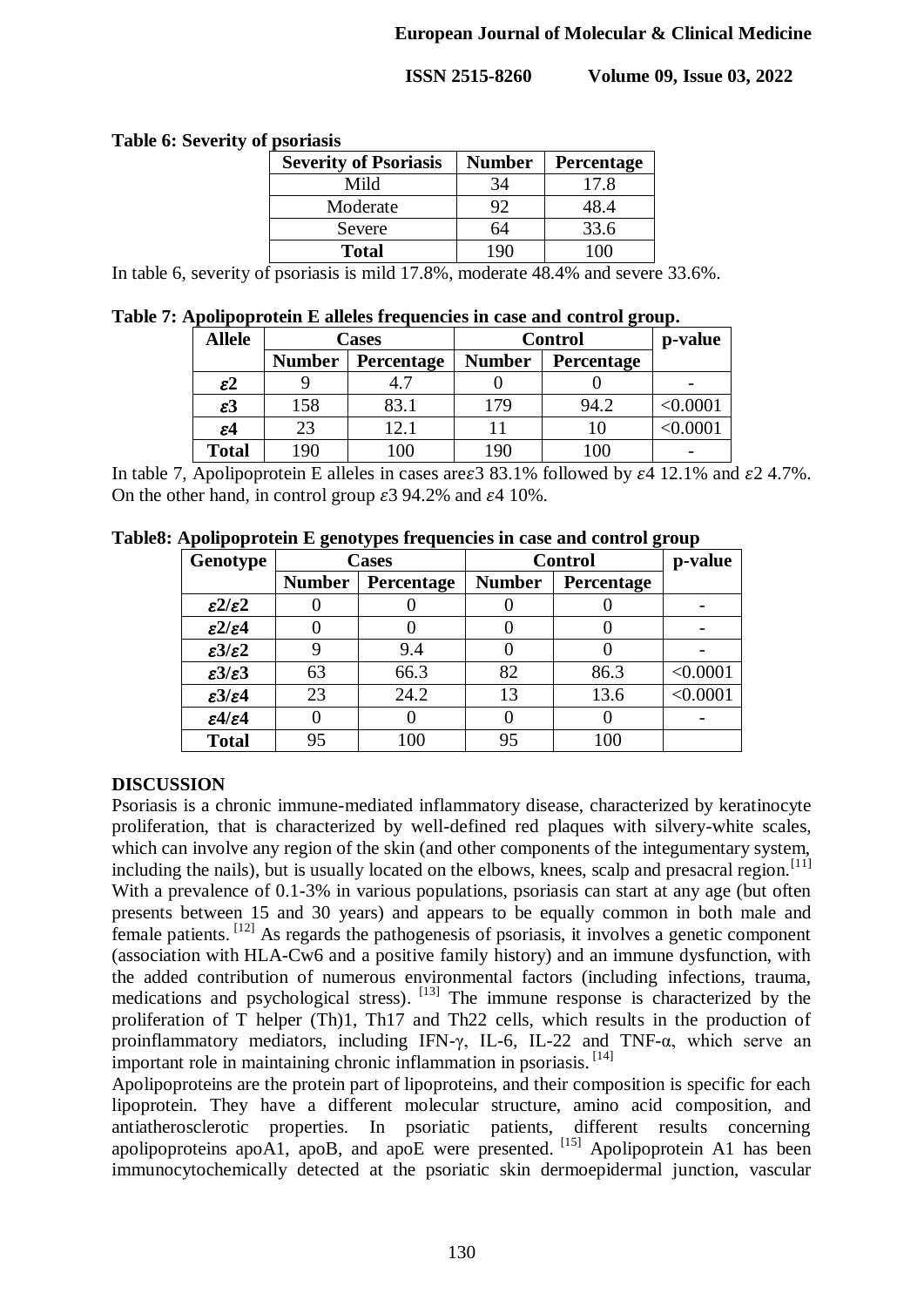**Table 6: Severity of psoriasis**

| Severity of Psoriasis | Number | Percentage |
|---|---|---|
| Mild | 34 | 17.8 |
| Moderate | 92 | 48.4 |
| Severe | 64 | 33.6 |
| **Total** | 190 | 100 |

In table 6, severity of psoriasis is mild 17.8%, moderate 48.4% and severe 33.6%.

**Table 7: Apolipoprotein E alleles frequencies in case and control group.**

| Allele | Cases | | Control | | p-value |
|---|---|---|---|---|---|
| | Number | Percentage | Number | Percentage | |
| $\varepsilon 2$ | 9 | 4.7 | 0 | 0 | - |
| $\varepsilon 3$ | 158 | 83.1 | 179 | 94.2 | <0.0001 |
| $\varepsilon 4$ | 23 | 12.1 | 11 | 10 | <0.0001 |
| **Total** | 190 | 100 | 190 | 100 | - |

In table 7, Apolipoprotein E alleles in cases are$\varepsilon 3$ 83.1% followed by $\varepsilon 4$ 12.1% and $\varepsilon 2$ 4.7%. On the other hand, in control group $\varepsilon 3$ 94.2% and $\varepsilon 4$ 10%.

**Table8: Apolipoprotein E genotypes frequencies in case and control group**

| Genotype | Cases | | Control | | p-value |
|---|---|---|---|---|---|
| | Number | Percentage | Number | Percentage | |
| $\varepsilon 2/\varepsilon 2$ | 0 | 0 | 0 | 0 | - |
| $\varepsilon 2/\varepsilon 4$ | 0 | 0 | 0 | 0 | - |
| $\varepsilon 3/\varepsilon 2$ | 9 | 9.4 | 0 | 0 | - |
| $\varepsilon 3/\varepsilon 3$ | 63 | 66.3 | 82 | 86.3 | <0.0001 |
| $\varepsilon 3/\varepsilon 4$ | 23 | 24.2 | 13 | 13.6 | <0.0001 |
| $\varepsilon 4/\varepsilon 4$ | 0 | 0 | 0 | 0 | - |
| **Total** | 95 | 100 | 95 | 100 | |

## DISCUSSION

Psoriasis is a chronic immune-mediated inflammatory disease, characterized by keratinocyte proliferation, that is characterized by well-defined red plaques with silvery-white scales, which can involve any region of the skin (and other components of the integumentary system, including the nails), but is usually located on the elbows, knees, scalp and presacral region.[11] With a prevalence of 0.1-3% in various populations, psoriasis can start at any age (but often presents between 15 and 30 years) and appears to be equally common in both male and female patients. [12] As regards the pathogenesis of psoriasis, it involves a genetic component (association with HLA-Cw6 and a positive family history) and an immune dysfunction, with the added contribution of numerous environmental factors (including infections, trauma, medications and psychological stress). [13] The immune response is characterized by the proliferation of T helper (Th)1, Th17 and Th22 cells, which results in the production of proinflammatory mediators, including IFN-γ, IL-6, IL-22 and TNF-α, which serve an important role in maintaining chronic inflammation in psoriasis. [14]

Apolipoproteins are the protein part of lipoproteins, and their composition is specific for each lipoprotein. They have a different molecular structure, amino acid composition, and antiatherosclerotic properties. In psoriatic patients, different results concerning apolipoproteins apoA1, apoB, and apoE were presented. [15] Apolipoprotein A1 has been immunocytochemically detected at the psoriatic skin dermoepidermal junction, vascular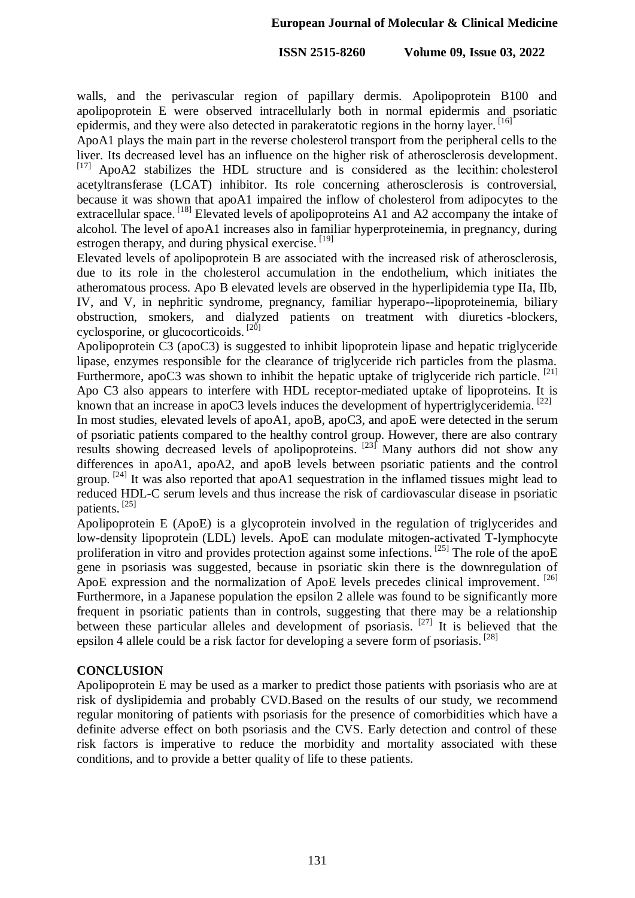walls, and the perivascular region of papillary dermis. Apolipoprotein B100 and apolipoprotein E were observed intracellularly both in normal epidermis and psoriatic epidermis, and they were also detected in parakeratotic regions in the horny layer. [16]

ApoA1 plays the main part in the reverse cholesterol transport from the peripheral cells to the liver. Its decreased level has an influence on the higher risk of atherosclerosis development. [17] ApoA2 stabilizes the HDL structure and is considered as the lecithin: cholesterol acetyltransferase (LCAT) inhibitor. Its role concerning atherosclerosis is controversial, because it was shown that apoA1 impaired the inflow of cholesterol from adipocytes to the extracellular space. [18] Elevated levels of apolipoproteins A1 and A2 accompany the intake of alcohol. The level of apoA1 increases also in familiar hyperproteinemia, in pregnancy, during estrogen therapy, and during physical exercise. [19]

Elevated levels of apolipoprotein B are associated with the increased risk of atherosclerosis, due to its role in the cholesterol accumulation in the endothelium, which initiates the atheromatous process. Apo B elevated levels are observed in the hyperlipidemia type IIa, IIb, IV, and V, in nephritic syndrome, pregnancy, familiar hyperapo--lipoproteinemia, biliary obstruction, smokers, and dialyzed patients on treatment with diuretics -blockers, cyclosporine, or glucocorticoids. [20]

Apolipoprotein C3 (apoC3) is suggested to inhibit lipoprotein lipase and hepatic triglyceride lipase, enzymes responsible for the clearance of triglyceride rich particles from the plasma. Furthermore, apoC3 was shown to inhibit the hepatic uptake of triglyceride rich particle. [21] Apo C3 also appears to interfere with HDL receptor-mediated uptake of lipoproteins. It is known that an increase in apoC3 levels induces the development of hypertriglyceridemia. [22]

In most studies, elevated levels of apoA1, apoB, apoC3, and apoE were detected in the serum of psoriatic patients compared to the healthy control group. However, there are also contrary results showing decreased levels of apolipoproteins. [23] Many authors did not show any differences in apoA1, apoA2, and apoB levels between psoriatic patients and the control group. [24] It was also reported that apoA1 sequestration in the inflamed tissues might lead to reduced HDL-C serum levels and thus increase the risk of cardiovascular disease in psoriatic patients. [25]

Apolipoprotein E (ApoE) is a glycoprotein involved in the regulation of triglycerides and low-density lipoprotein (LDL) levels. ApoE can modulate mitogen-activated T-lymphocyte proliferation in vitro and provides protection against some infections. [25] The role of the apoE gene in psoriasis was suggested, because in psoriatic skin there is the downregulation of ApoE expression and the normalization of ApoE levels precedes clinical improvement. [26] Furthermore, in a Japanese population the epsilon 2 allele was found to be significantly more frequent in psoriatic patients than in controls, suggesting that there may be a relationship between these particular alleles and development of psoriasis. [27] It is believed that the epsilon 4 allele could be a risk factor for developing a severe form of psoriasis. [28]

## CONCLUSION

Apolipoprotein E may be used as a marker to predict those patients with psoriasis who are at risk of dyslipidemia and probably CVD.Based on the results of our study, we recommend regular monitoring of patients with psoriasis for the presence of comorbidities which have a definite adverse effect on both psoriasis and the CVS. Early detection and control of these risk factors is imperative to reduce the morbidity and mortality associated with these conditions, and to provide a better quality of life to these patients.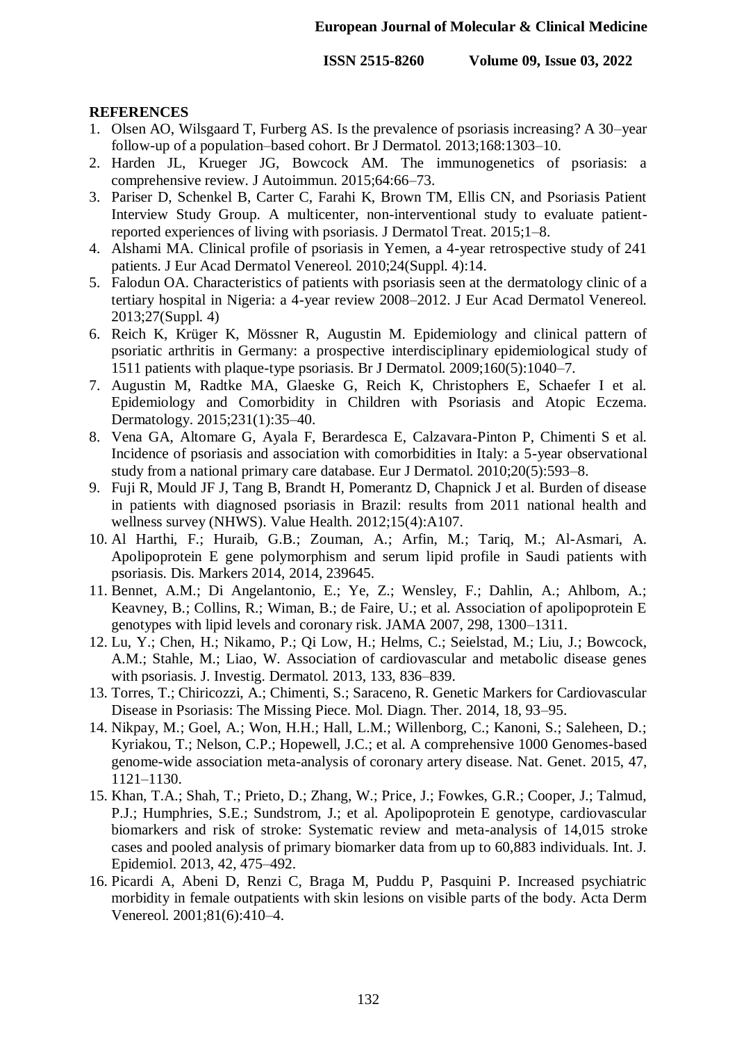**REFERENCES**

1. Olsen AO, Wilsgaard T, Furberg AS. Is the prevalence of psoriasis increasing? A 30–year follow-up of a population–based cohort. Br J Dermatol. 2013;168:1303–10.
2. Harden JL, Krueger JG, Bowcock AM. The immunogenetics of psoriasis: a comprehensive review. J Autoimmun. 2015;64:66–73.
3. Pariser D, Schenkel B, Carter C, Farahi K, Brown TM, Ellis CN, and Psoriasis Patient Interview Study Group. A multicenter, non-interventional study to evaluate patient-reported experiences of living with psoriasis. J Dermatol Treat. 2015;1–8.
4. Alshami MA. Clinical profile of psoriasis in Yemen, a 4-year retrospective study of 241 patients. J Eur Acad Dermatol Venereol. 2010;24(Suppl. 4):14.
5. Falodun OA. Characteristics of patients with psoriasis seen at the dermatology clinic of a tertiary hospital in Nigeria: a 4-year review 2008–2012. J Eur Acad Dermatol Venereol. 2013;27(Suppl. 4)
6. Reich K, Krüger K, Mössner R, Augustin M. Epidemiology and clinical pattern of psoriatic arthritis in Germany: a prospective interdisciplinary epidemiological study of 1511 patients with plaque-type psoriasis. Br J Dermatol. 2009;160(5):1040–7.
7. Augustin M, Radtke MA, Glaeske G, Reich K, Christophers E, Schaefer I et al. Epidemiology and Comorbidity in Children with Psoriasis and Atopic Eczema. Dermatology. 2015;231(1):35–40.
8. Vena GA, Altomare G, Ayala F, Berardesca E, Calzavara-Pinton P, Chimenti S et al. Incidence of psoriasis and association with comorbidities in Italy: a 5-year observational study from a national primary care database. Eur J Dermatol. 2010;20(5):593–8.
9. Fuji R, Mould JF J, Tang B, Brandt H, Pomerantz D, Chapnick J et al. Burden of disease in patients with diagnosed psoriasis in Brazil: results from 2011 national health and wellness survey (NHWS). Value Health. 2012;15(4):A107.
10. Al Harthi, F.; Huraib, G.B.; Zouman, A.; Arfin, M.; Tariq, M.; Al-Asmari, A. Apolipoprotein E gene polymorphism and serum lipid profile in Saudi patients with psoriasis. Dis. Markers 2014, 2014, 239645.
11. Bennet, A.M.; Di Angelantonio, E.; Ye, Z.; Wensley, F.; Dahlin, A.; Ahlbom, A.; Keavney, B.; Collins, R.; Wiman, B.; de Faire, U.; et al. Association of apolipoprotein E genotypes with lipid levels and coronary risk. JAMA 2007, 298, 1300–1311.
12. Lu, Y.; Chen, H.; Nikamo, P.; Qi Low, H.; Helms, C.; Seielstad, M.; Liu, J.; Bowcock, A.M.; Stahle, M.; Liao, W. Association of cardiovascular and metabolic disease genes with psoriasis. J. Investig. Dermatol. 2013, 133, 836–839.
13. Torres, T.; Chiricozzi, A.; Chimenti, S.; Saraceno, R. Genetic Markers for Cardiovascular Disease in Psoriasis: The Missing Piece. Mol. Diagn. Ther. 2014, 18, 93–95.
14. Nikpay, M.; Goel, A.; Won, H.H.; Hall, L.M.; Willenborg, C.; Kanoni, S.; Saleheen, D.; Kyriakou, T.; Nelson, C.P.; Hopewell, J.C.; et al. A comprehensive 1000 Genomes-based genome-wide association meta-analysis of coronary artery disease. Nat. Genet. 2015, 47, 1121–1130.
15. Khan, T.A.; Shah, T.; Prieto, D.; Zhang, W.; Price, J.; Fowkes, G.R.; Cooper, J.; Talmud, P.J.; Humphries, S.E.; Sundstrom, J.; et al. Apolipoprotein E genotype, cardiovascular biomarkers and risk of stroke: Systematic review and meta-analysis of 14,015 stroke cases and pooled analysis of primary biomarker data from up to 60,883 individuals. Int. J. Epidemiol. 2013, 42, 475–492.
16. Picardi A, Abeni D, Renzi C, Braga M, Puddu P, Pasquini P. Increased psychiatric morbidity in female outpatients with skin lesions on visible parts of the body. Acta Derm Venereol. 2001;81(6):410–4.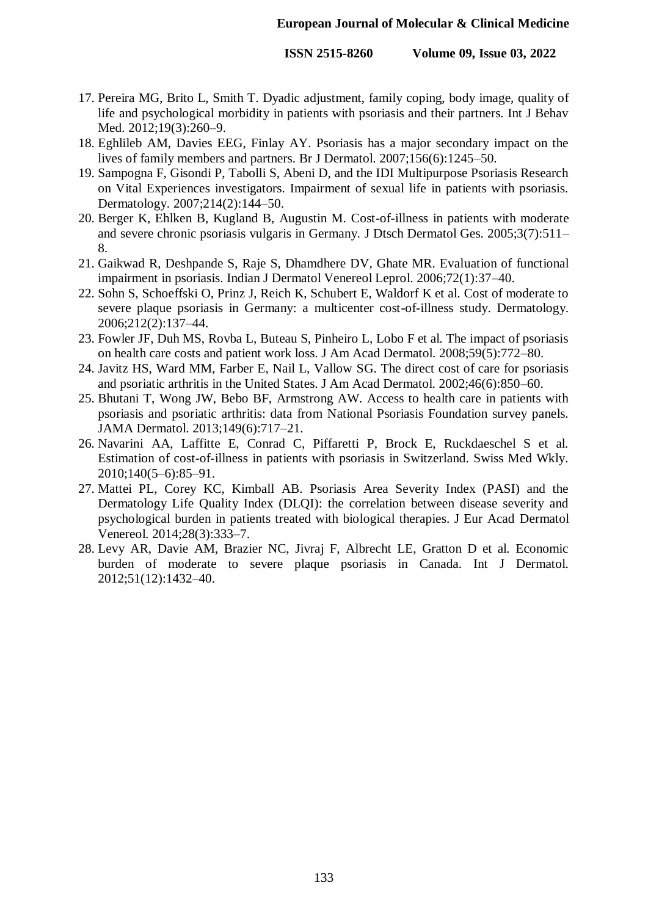17. Pereira MG, Brito L, Smith T. Dyadic adjustment, family coping, body image, quality of life and psychological morbidity in patients with psoriasis and their partners. Int J Behav Med. 2012;19(3):260–9.
18. Eghlileb AM, Davies EEG, Finlay AY. Psoriasis has a major secondary impact on the lives of family members and partners. Br J Dermatol. 2007;156(6):1245–50.
19. Sampogna F, Gisondi P, Tabolli S, Abeni D, and the IDI Multipurpose Psoriasis Research on Vital Experiences investigators. Impairment of sexual life in patients with psoriasis. Dermatology. 2007;214(2):144–50.
20. Berger K, Ehlken B, Kugland B, Augustin M. Cost-of-illness in patients with moderate and severe chronic psoriasis vulgaris in Germany. J Dtsch Dermatol Ges. 2005;3(7):511–8.
21. Gaikwad R, Deshpande S, Raje S, Dhamdhere DV, Ghate MR. Evaluation of functional impairment in psoriasis. Indian J Dermatol Venereol Leprol. 2006;72(1):37–40.
22. Sohn S, Schoeffski O, Prinz J, Reich K, Schubert E, Waldorf K et al. Cost of moderate to severe plaque psoriasis in Germany: a multicenter cost-of-illness study. Dermatology. 2006;212(2):137–44.
23. Fowler JF, Duh MS, Rovba L, Buteau S, Pinheiro L, Lobo F et al. The impact of psoriasis on health care costs and patient work loss. J Am Acad Dermatol. 2008;59(5):772–80.
24. Javitz HS, Ward MM, Farber E, Nail L, Vallow SG. The direct cost of care for psoriasis and psoriatic arthritis in the United States. J Am Acad Dermatol. 2002;46(6):850–60.
25. Bhutani T, Wong JW, Bebo BF, Armstrong AW. Access to health care in patients with psoriasis and psoriatic arthritis: data from National Psoriasis Foundation survey panels. JAMA Dermatol. 2013;149(6):717–21.
26. Navarini AA, Laffitte E, Conrad C, Piffaretti P, Brock E, Ruckdaeschel S et al. Estimation of cost-of-illness in patients with psoriasis in Switzerland. Swiss Med Wkly. 2010;140(5–6):85–91.
27. Mattei PL, Corey KC, Kimball AB. Psoriasis Area Severity Index (PASI) and the Dermatology Life Quality Index (DLQI): the correlation between disease severity and psychological burden in patients treated with biological therapies. J Eur Acad Dermatol Venereol. 2014;28(3):333–7.
28. Levy AR, Davie AM, Brazier NC, Jivraj F, Albrecht LE, Gratton D et al. Economic burden of moderate to severe plaque psoriasis in Canada. Int J Dermatol. 2012;51(12):1432–40.